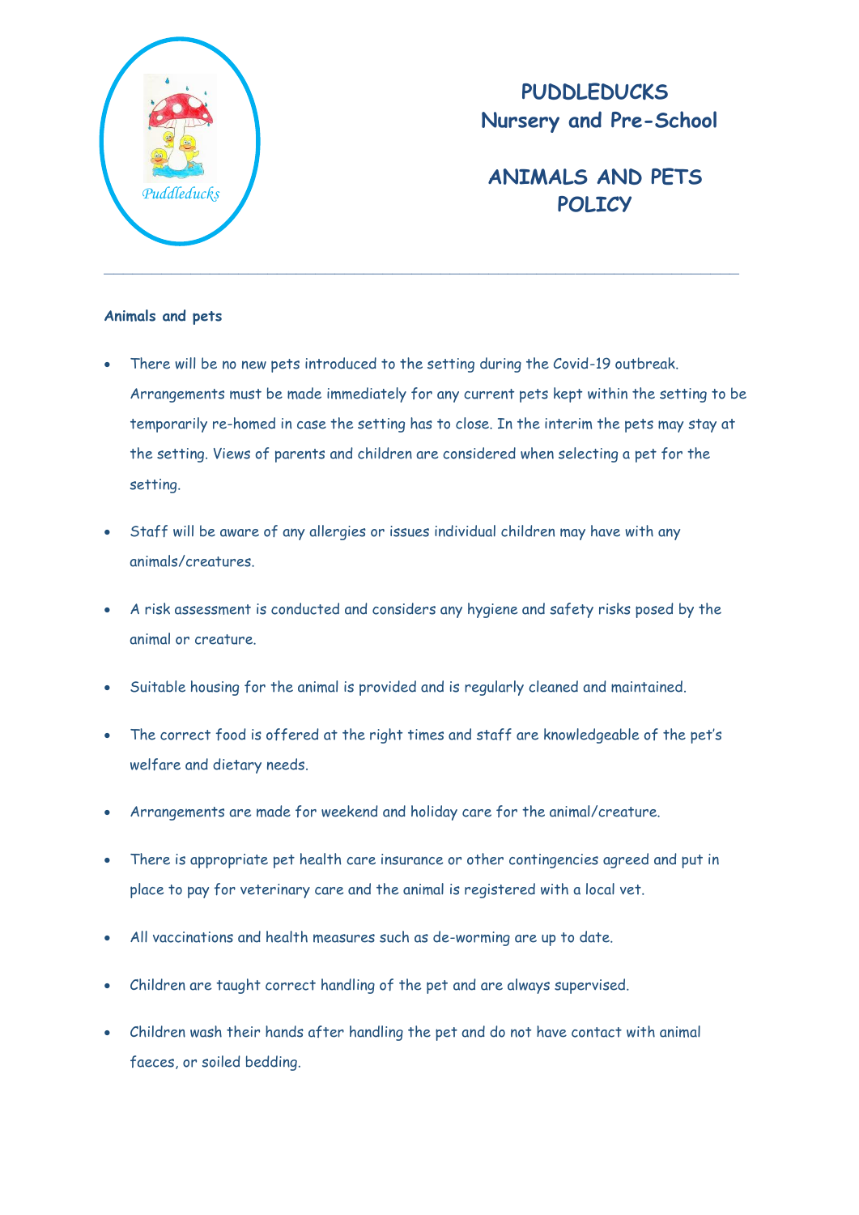# PUDDLEDUCKS Nursery and Pre-School

# ANIMALS AND PETS POLICY

---

**Animals and pets**

- There will be no new pets introduced to the setting during the Covid-19 outbreak. Arrangements must be made immediately for any current pets kept within the setting to be temporarily re-homed in case the setting has to close. In the interim the pets may stay at the setting. Views of parents and children are considered when selecting a pet for the setting.
- Staff will be aware of any allergies or issues individual children may have with any animals/creatures.
- A risk assessment is conducted and considers any hygiene and safety risks posed by the animal or creature.
- Suitable housing for the animal is provided and is regularly cleaned and maintained.
- The correct food is offered at the right times and staff are knowledgeable of the pet's welfare and dietary needs.
- Arrangements are made for weekend and holiday care for the animal/creature.
- There is appropriate pet health care insurance or other contingencies agreed and put in place to pay for veterinary care and the animal is registered with a local vet.
- All vaccinations and health measures such as de-worming are up to date.
- Children are taught correct handling of the pet and are always supervised.
- Children wash their hands after handling the pet and do not have contact with animal faeces, or soiled bedding.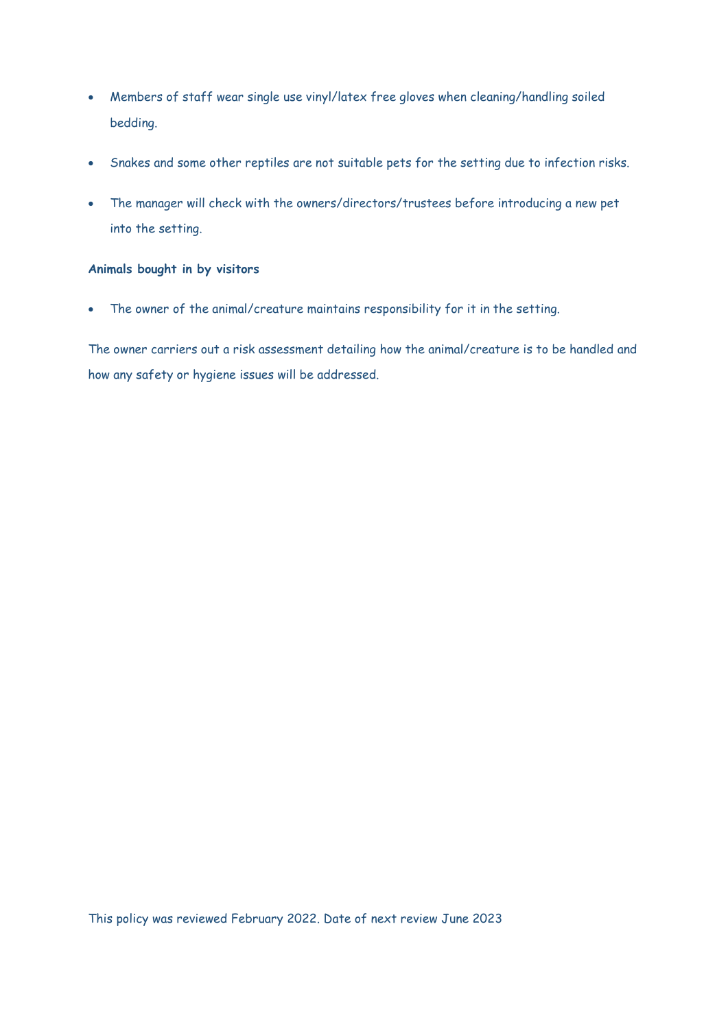- Members of staff wear single use vinyl/latex free gloves when cleaning/handling soiled bedding.
- Snakes and some other reptiles are not suitable pets for the setting due to infection risks.
- The manager will check with the owners/directors/trustees before introducing a new pet into the setting.

**Animals bought in by visitors**

- The owner of the animal/creature maintains responsibility for it in the setting.

The owner carriers out a risk assessment detailing how the animal/creature is to be handled and how any safety or hygiene issues will be addressed.

This policy was reviewed February 2022. Date of next review June 2023